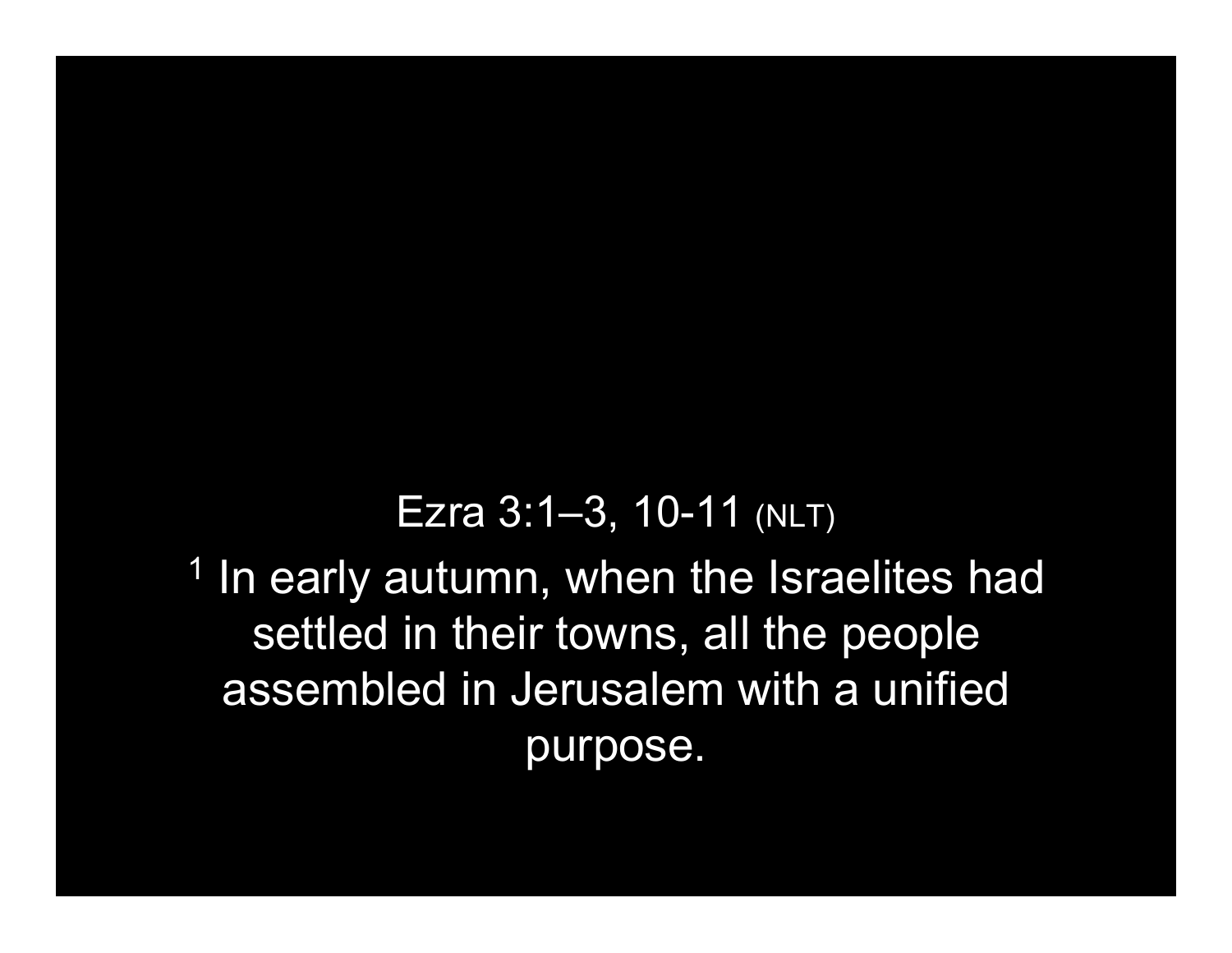Ezra 3:1–3, 10-11 (NLT)

[1] In early autumn, when the Israelites had settled in their towns, all the people assembled in Jerusalem with a unified purpose.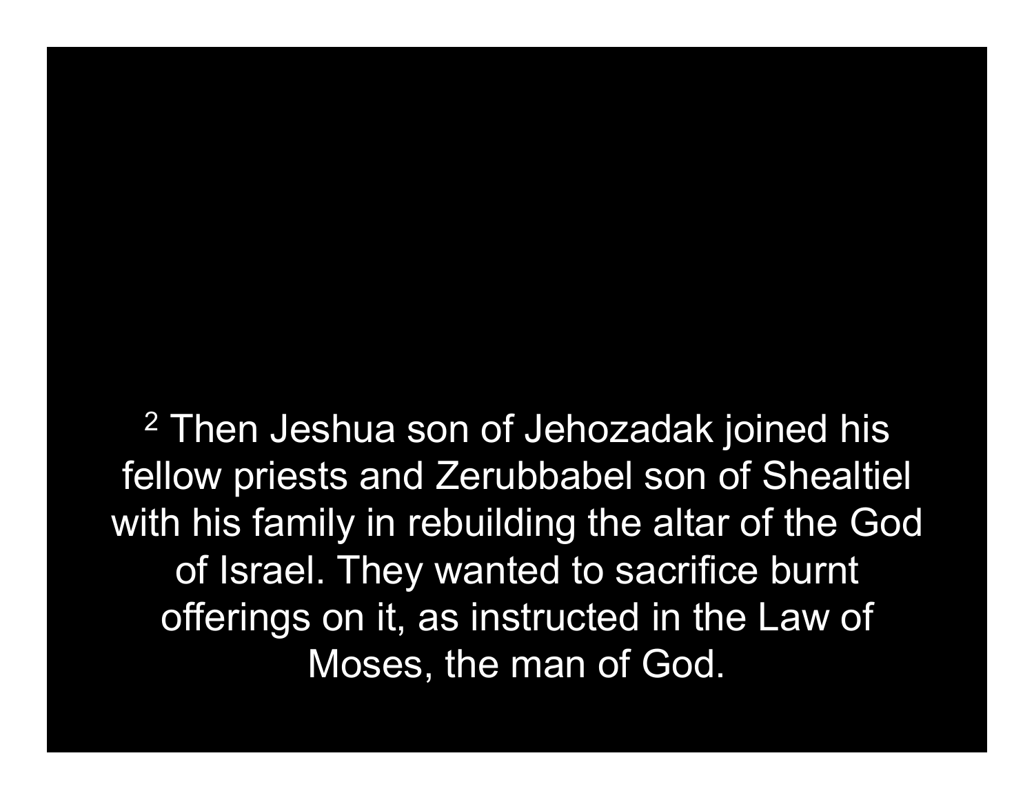[2] Then Jeshua son of Jehozadak joined his fellow priests and Zerubbabel son of Shealtiel with his family in rebuilding the altar of the God of Israel. They wanted to sacrifice burnt offerings on it, as instructed in the Law of Moses, the man of God.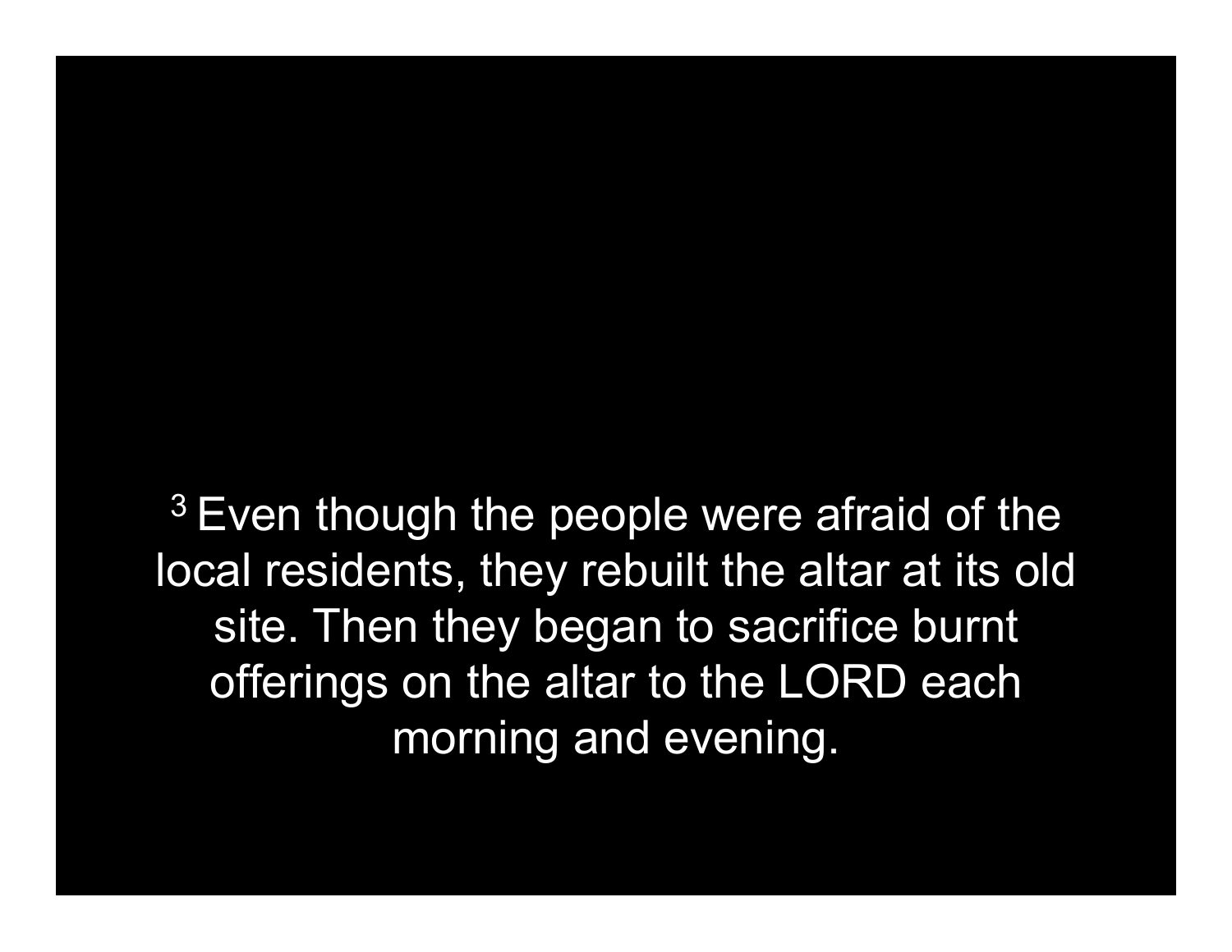[3] Even though the people were afraid of the local residents, they rebuilt the altar at its old site. Then they began to sacrifice burnt offerings on the altar to the LORD each morning and evening.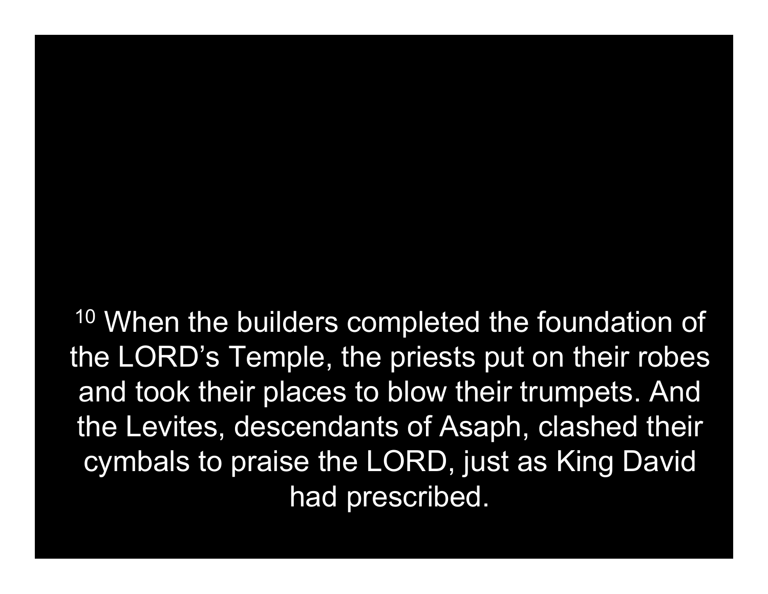[10] When the builders completed the foundation of the LORD’s Temple, the priests put on their robes and took their places to blow their trumpets. And the Levites, descendants of Asaph, clashed their cymbals to praise the LORD, just as King David had prescribed.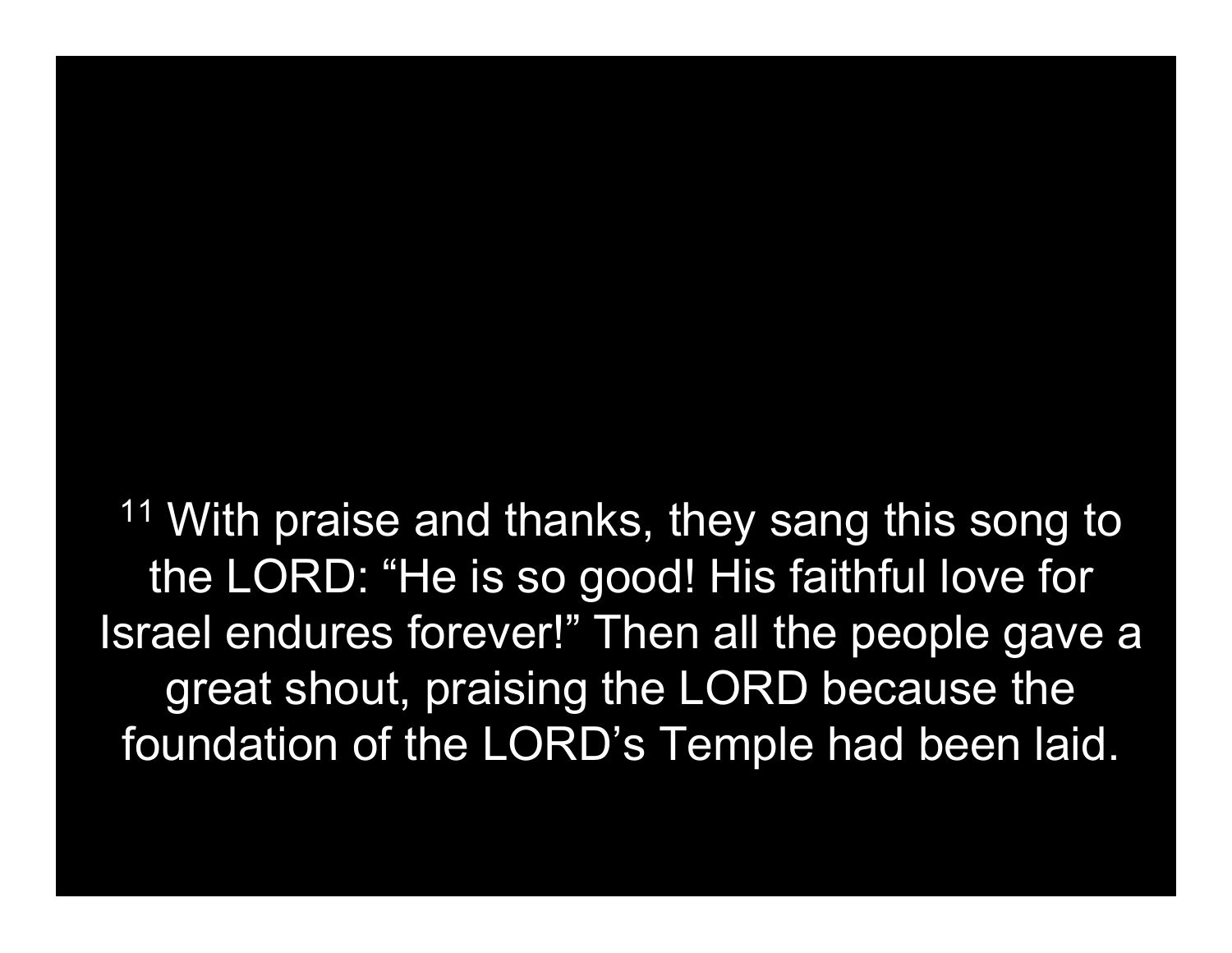[11] With praise and thanks, they sang this song to the LORD: "He is so good! His faithful love for Israel endures forever!" Then all the people gave a great shout, praising the LORD because the foundation of the LORD's Temple had been laid.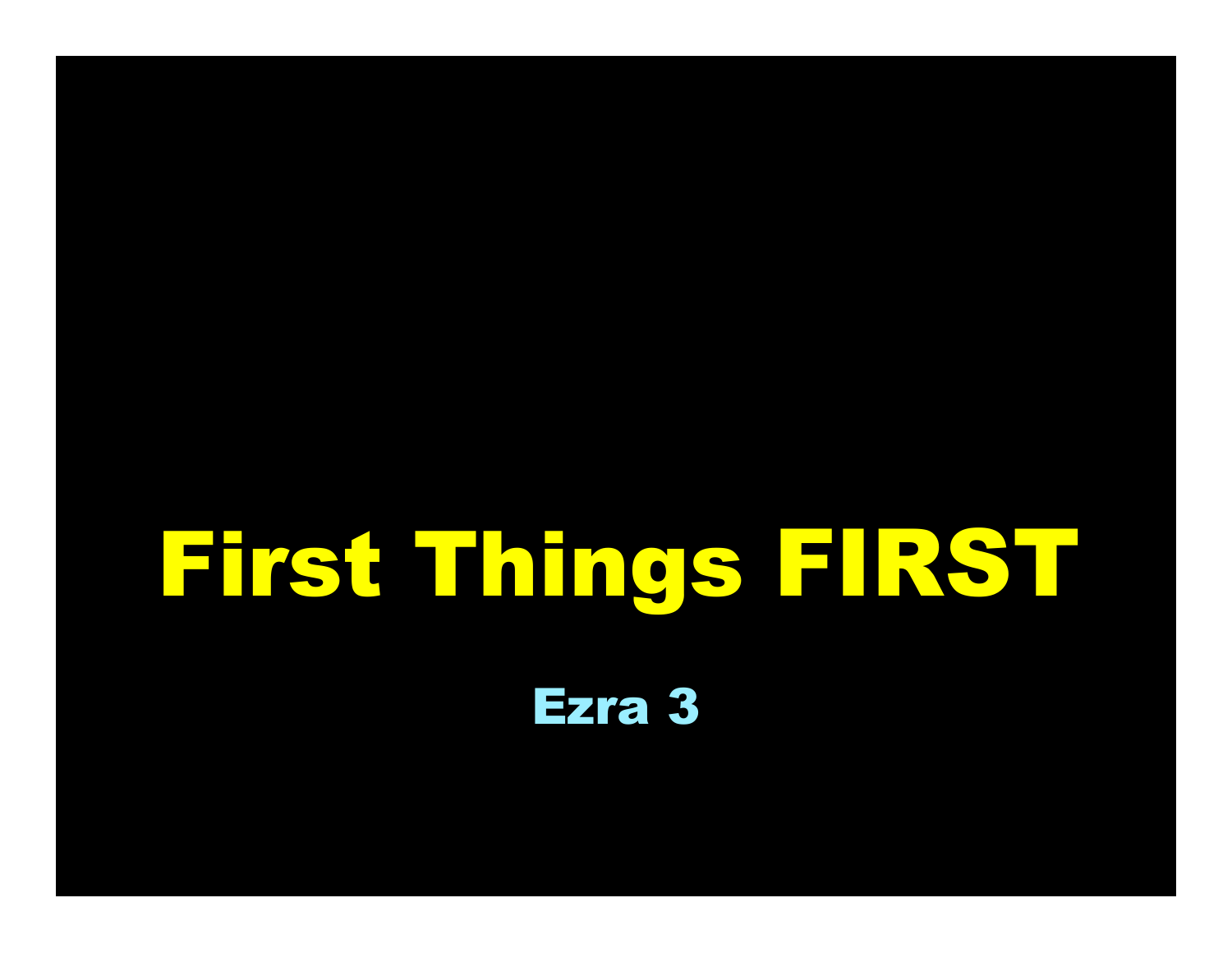# First Things FIRST

Ezra 3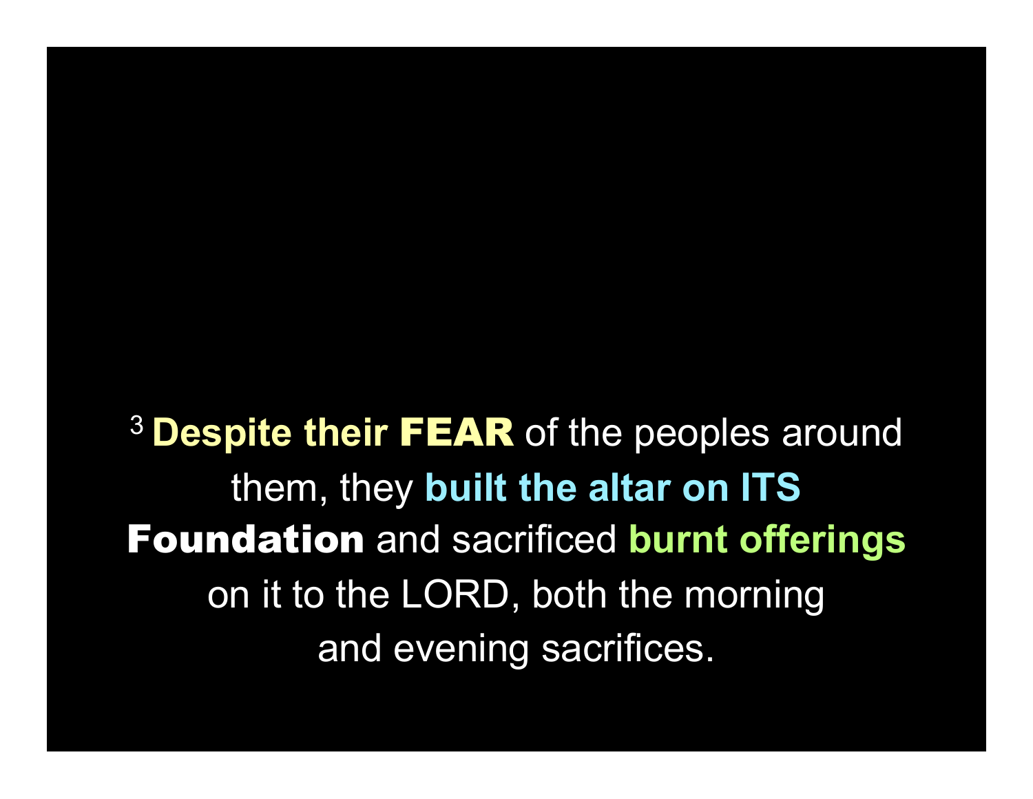[3] **Despite their FEAR** of the peoples around them, they **built the altar on ITS Foundation** and sacrificed **burnt offerings** on it to the LORD, both the morning and evening sacrifices.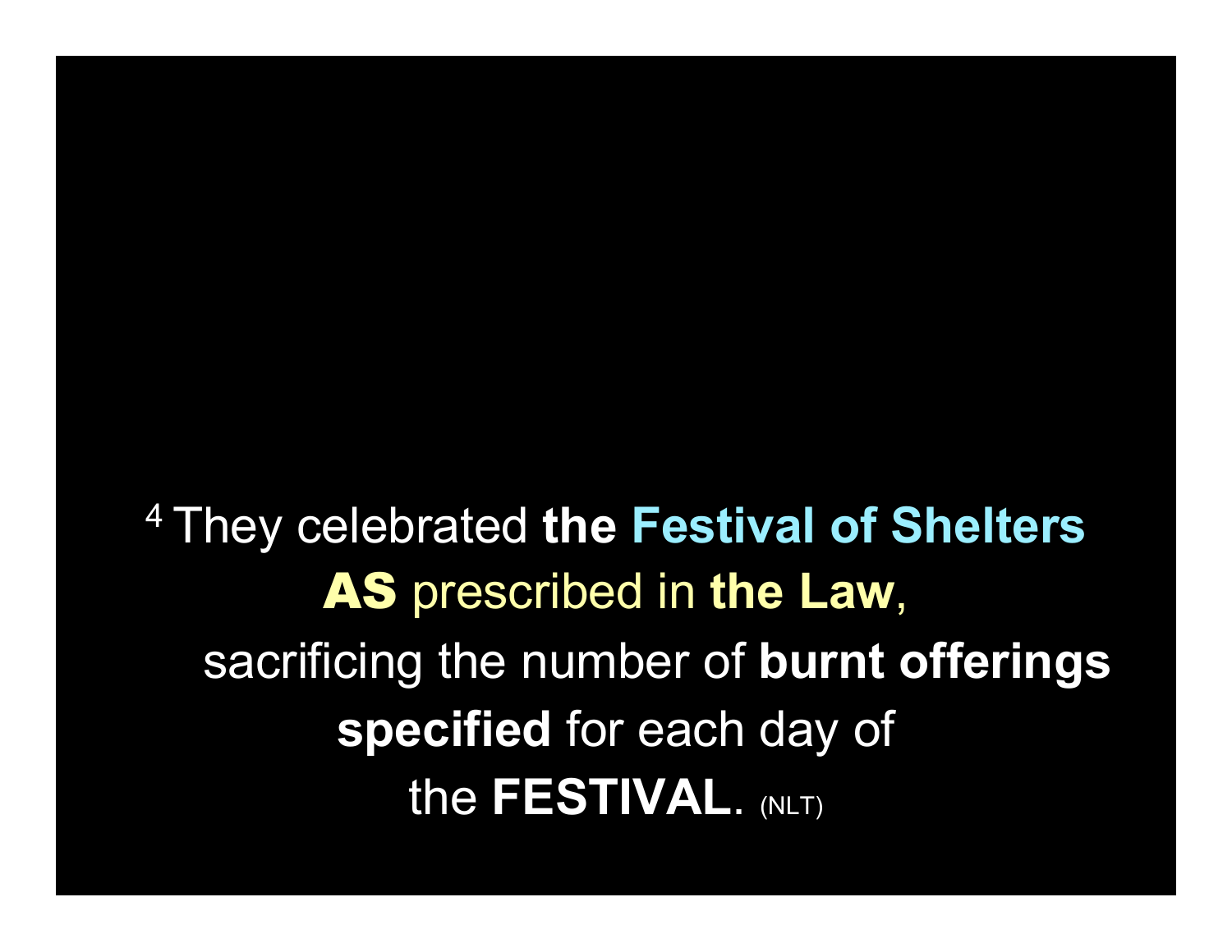[4] They celebrated **the Festival of Shelters**
**AS** prescribed in **the Law**,
sacrificing the number of **burnt offerings**
**specified** for each day of
the **FESTIVAL**. (NLT)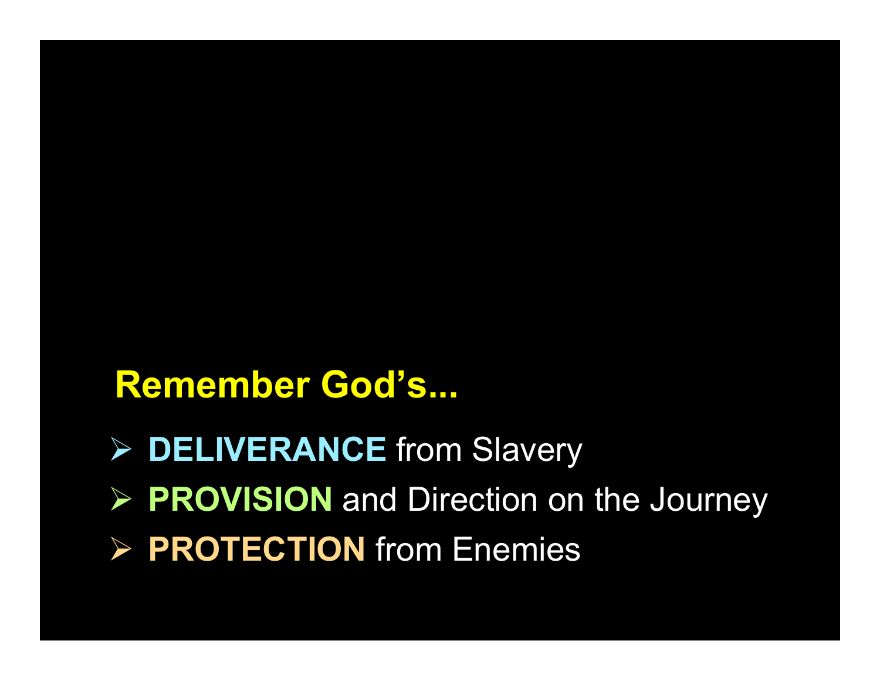**Remember God's...**

- **DELIVERANCE** from Slavery
- **PROVISION** and Direction on the Journey
- **PROTECTION** from Enemies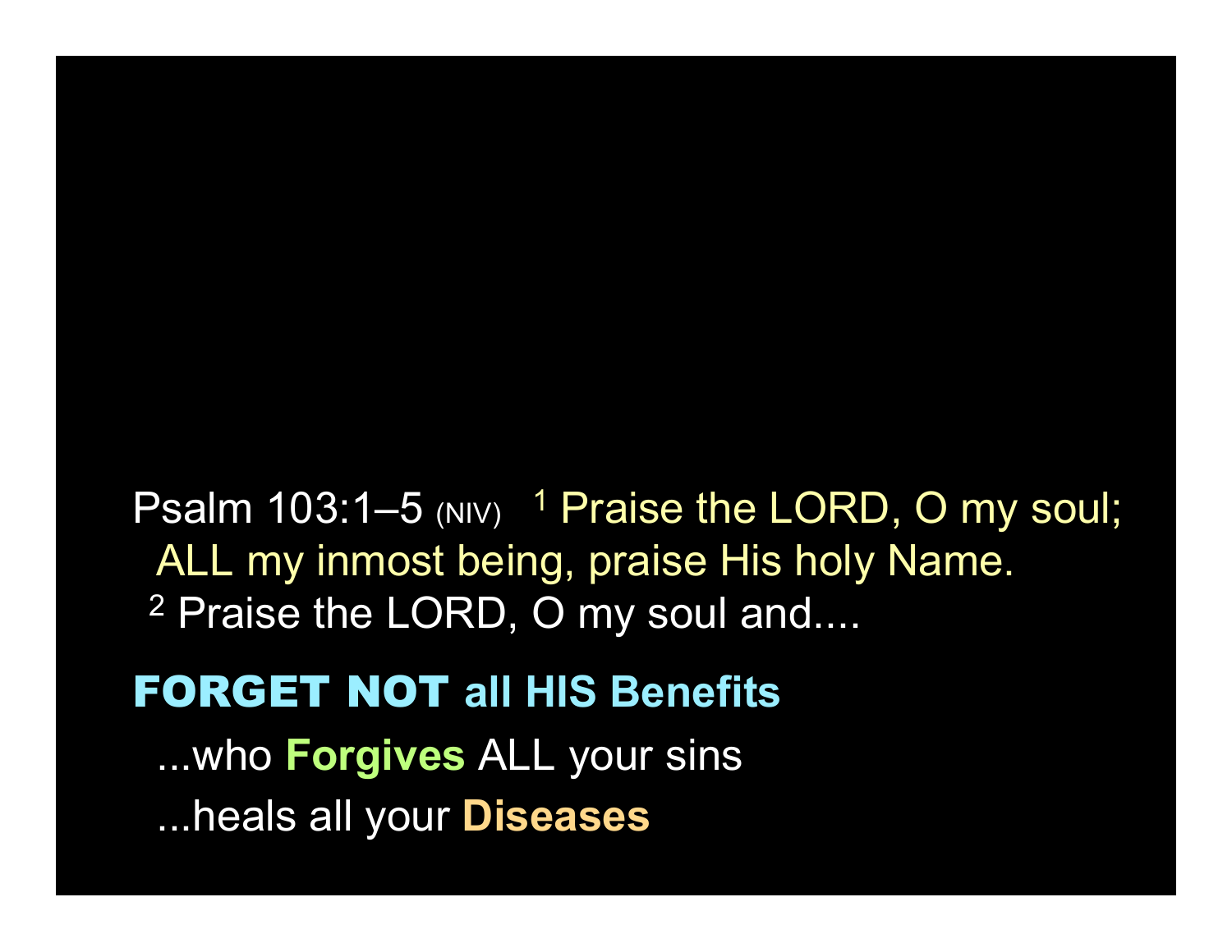Psalm 103:1–5 (NIV) [1] Praise the LORD, O my soul;
ALL my inmost being, praise His holy Name.
[2] Praise the LORD, O my soul and....

**FORGET NOT all HIS Benefits**

...who **Forgives** ALL your sins

...heals all your **Diseases**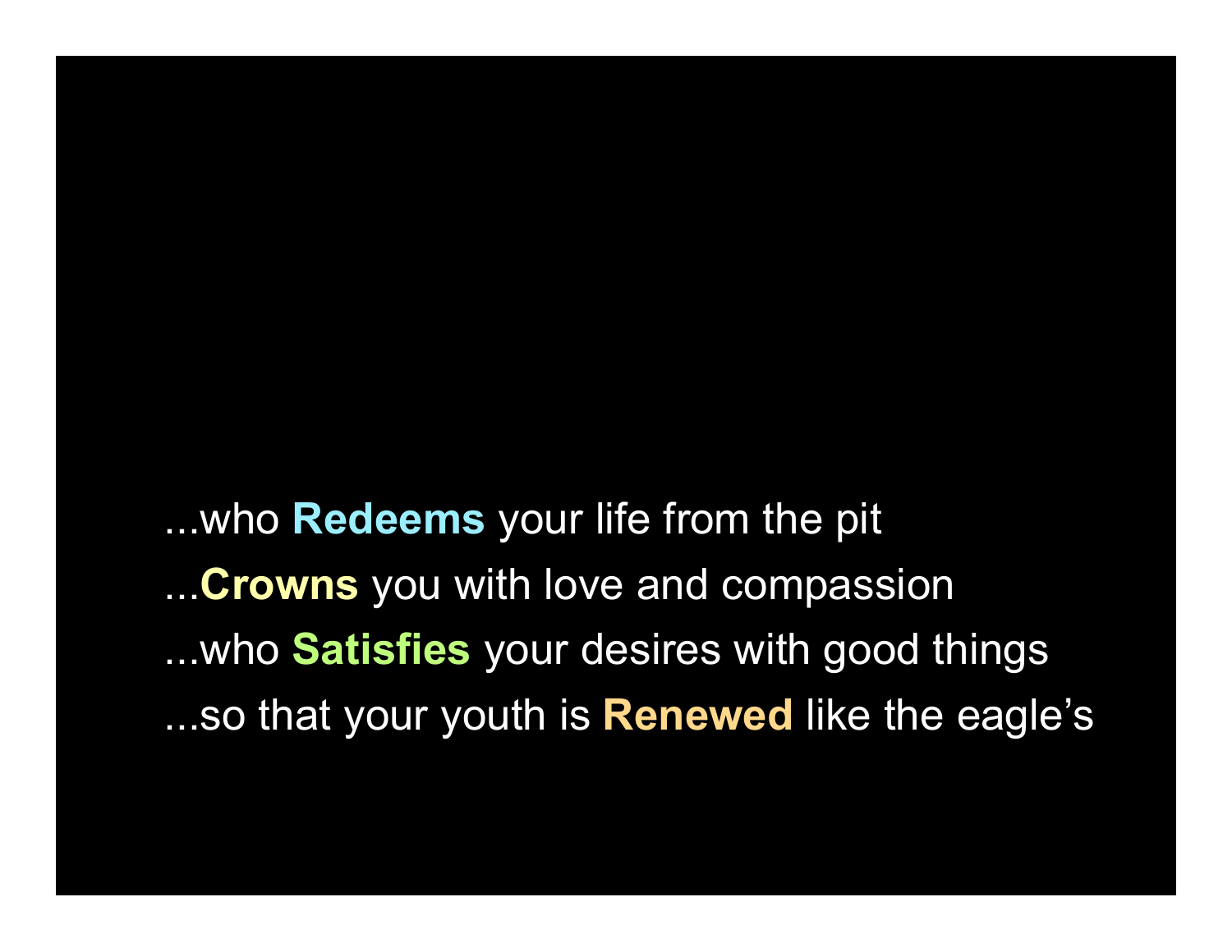...who **Redeems** your life from the pit

...**Crowns** you with love and compassion

...who **Satisfies** your desires with good things

...so that your youth is **Renewed** like the eagle's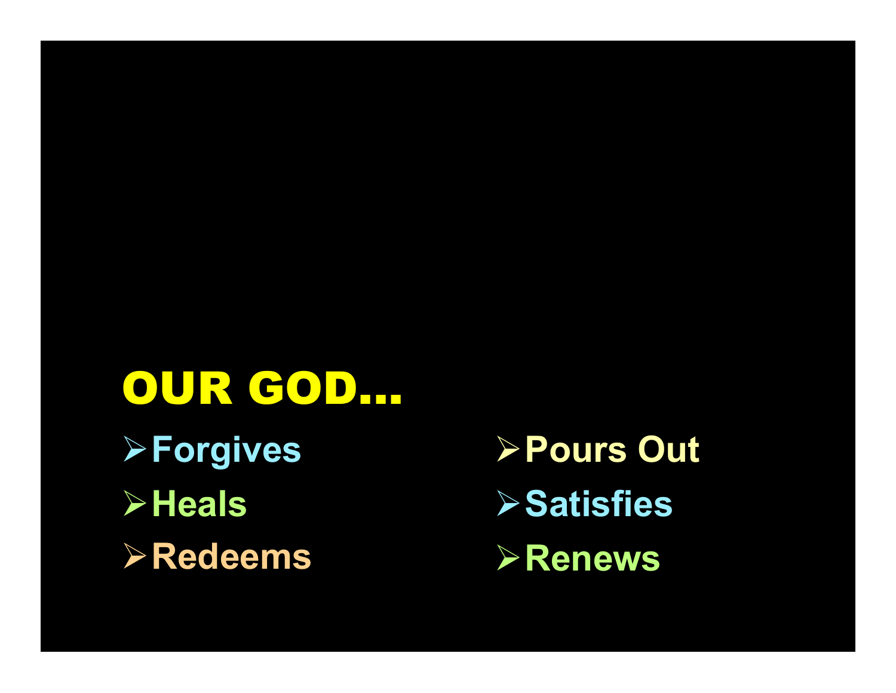# OUR GOD…

- Forgives
- Heals
- Redeems
- Pours Out
- Satisfies
- Renews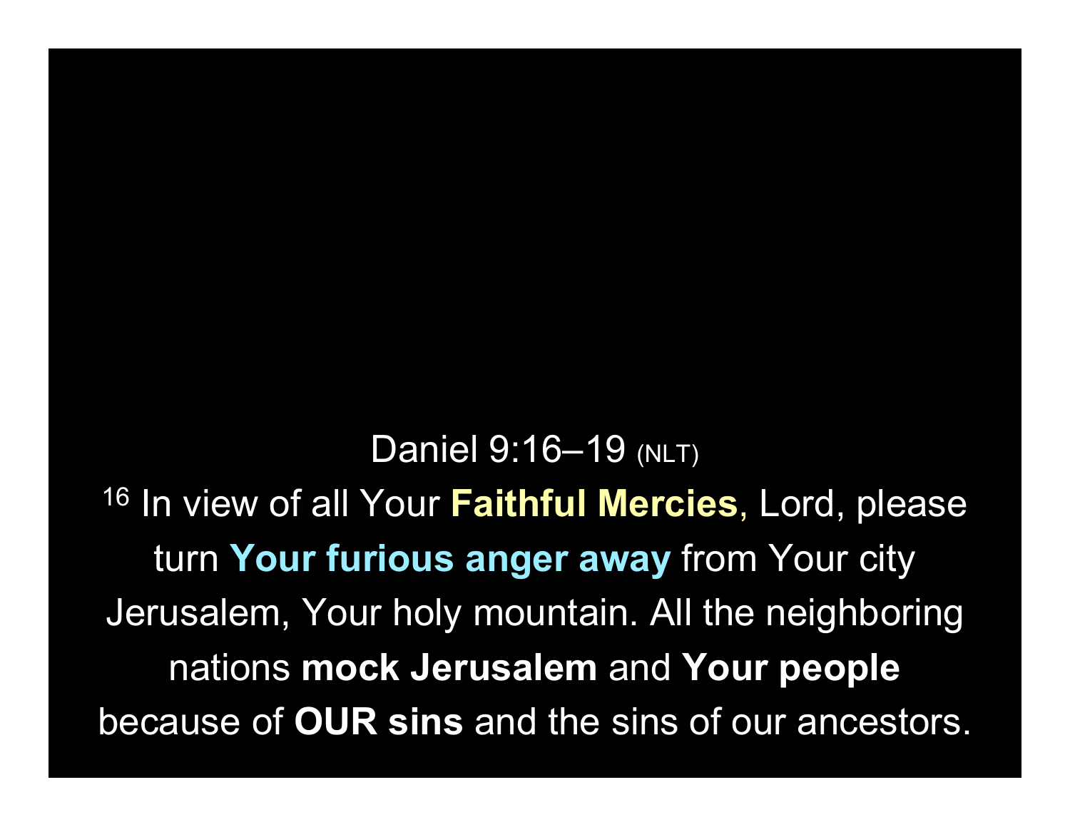Daniel 9:16–19 (NLT)

[16] In view of all Your **Faithful Mercies**, Lord, please turn **Your furious anger away** from Your city Jerusalem, Your holy mountain. All the neighboring nations **mock Jerusalem** and **Your people** because of **OUR sins** and the sins of our ancestors.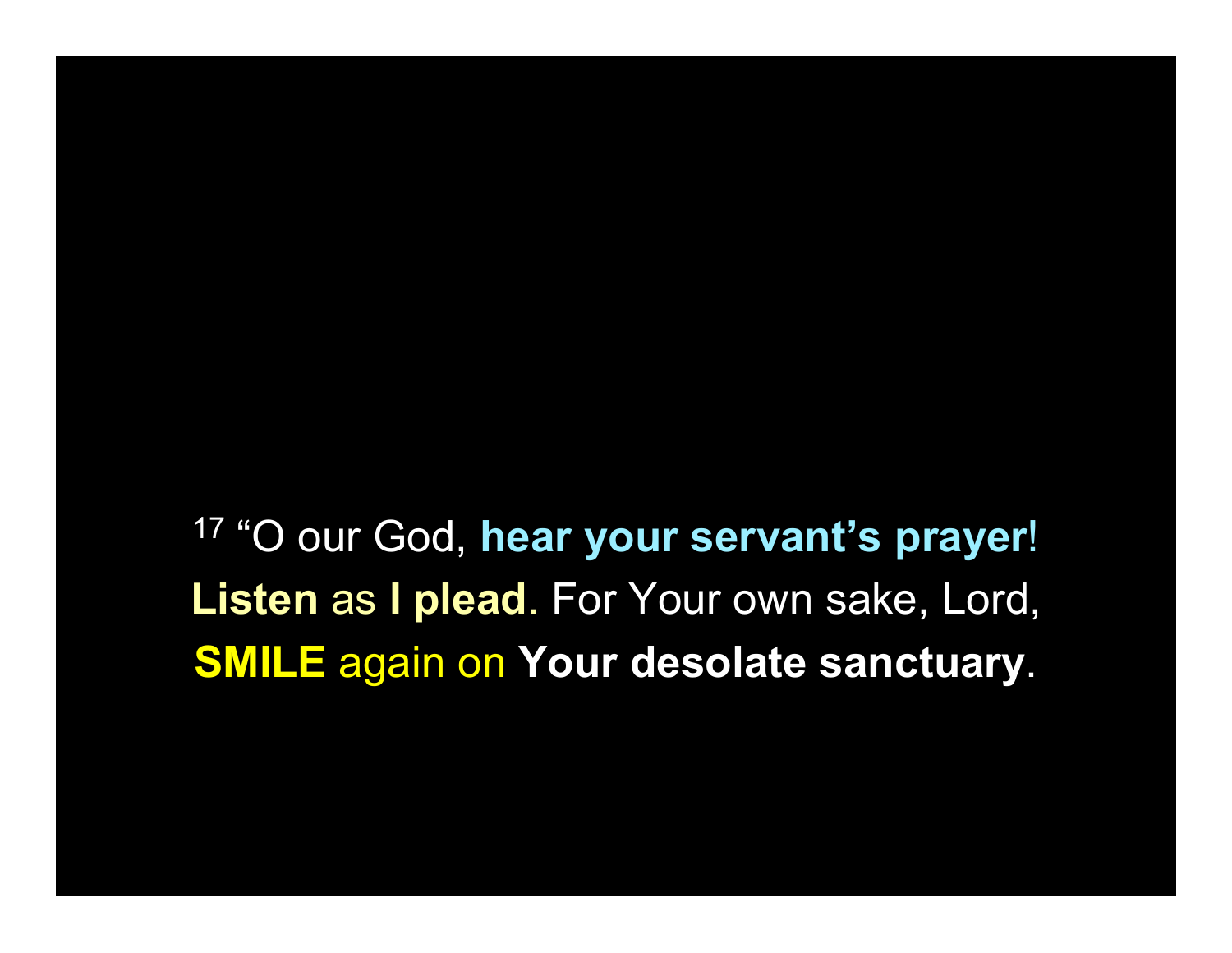[17] “O our God, **hear your servant’s prayer**! **Listen** as **I plead**. For Your own sake, Lord, **SMILE** again on **Your desolate sanctuary**.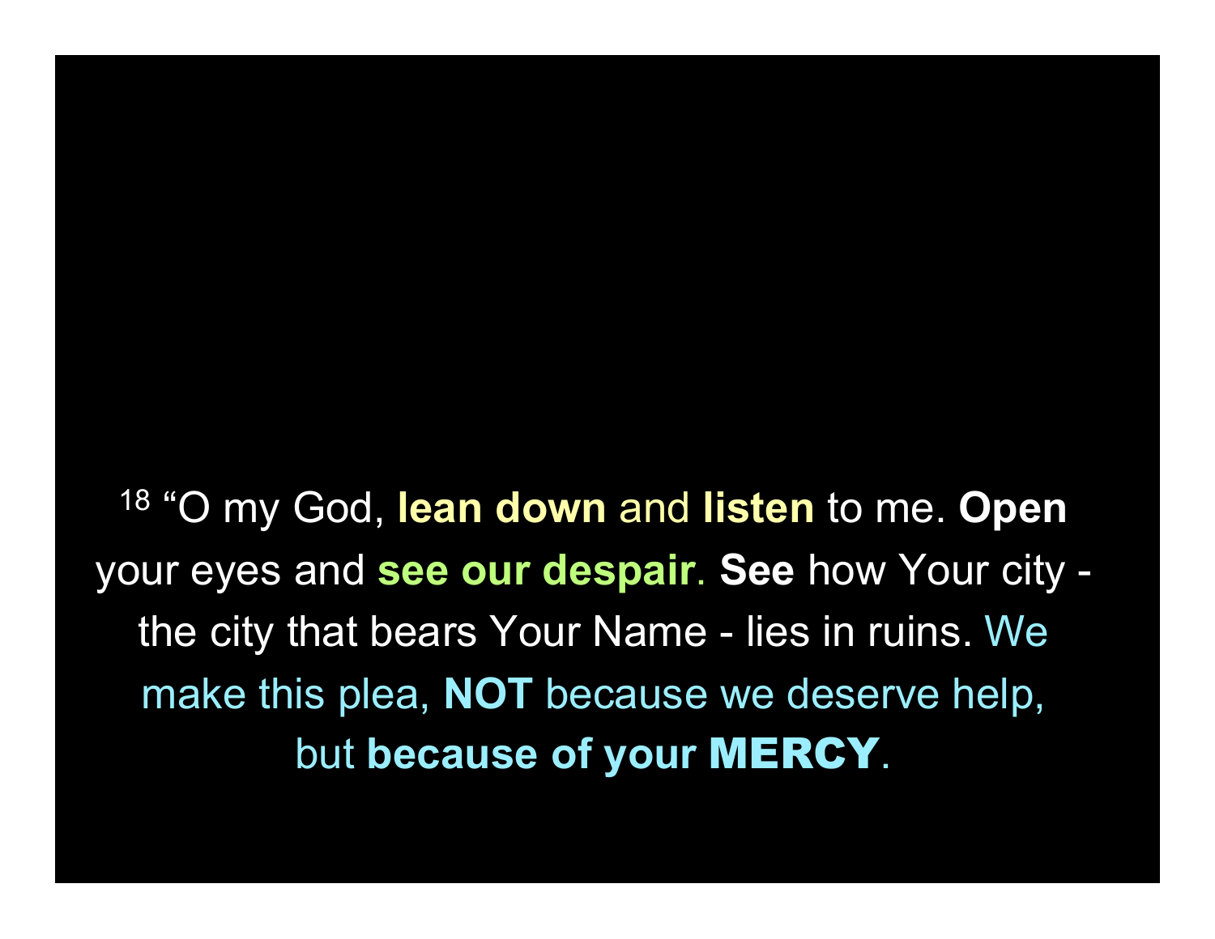[18] “O my God, **lean down** and **listen** to me. **Open** your eyes and **see our despair**. **See** how Your city - the city that bears Your Name - lies in ruins. We make this plea, **NOT** because we deserve help, but **because of your MERCY**.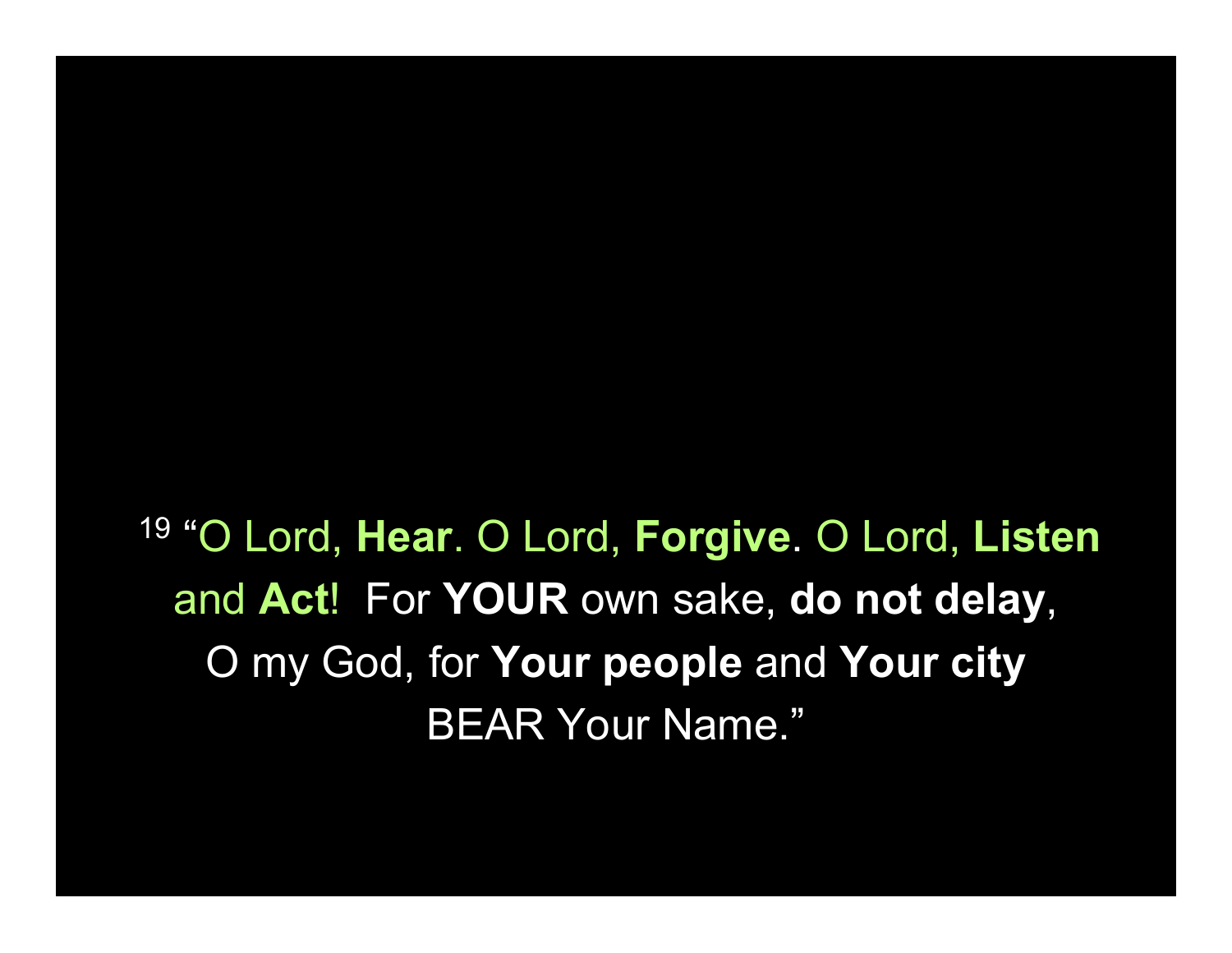[19] "O Lord, **Hear**. O Lord, **Forgive**. O Lord, **Listen** and **Act**! For **YOUR** own sake, **do not delay**, O my God, for **Your people** and **Your city** BEAR Your Name."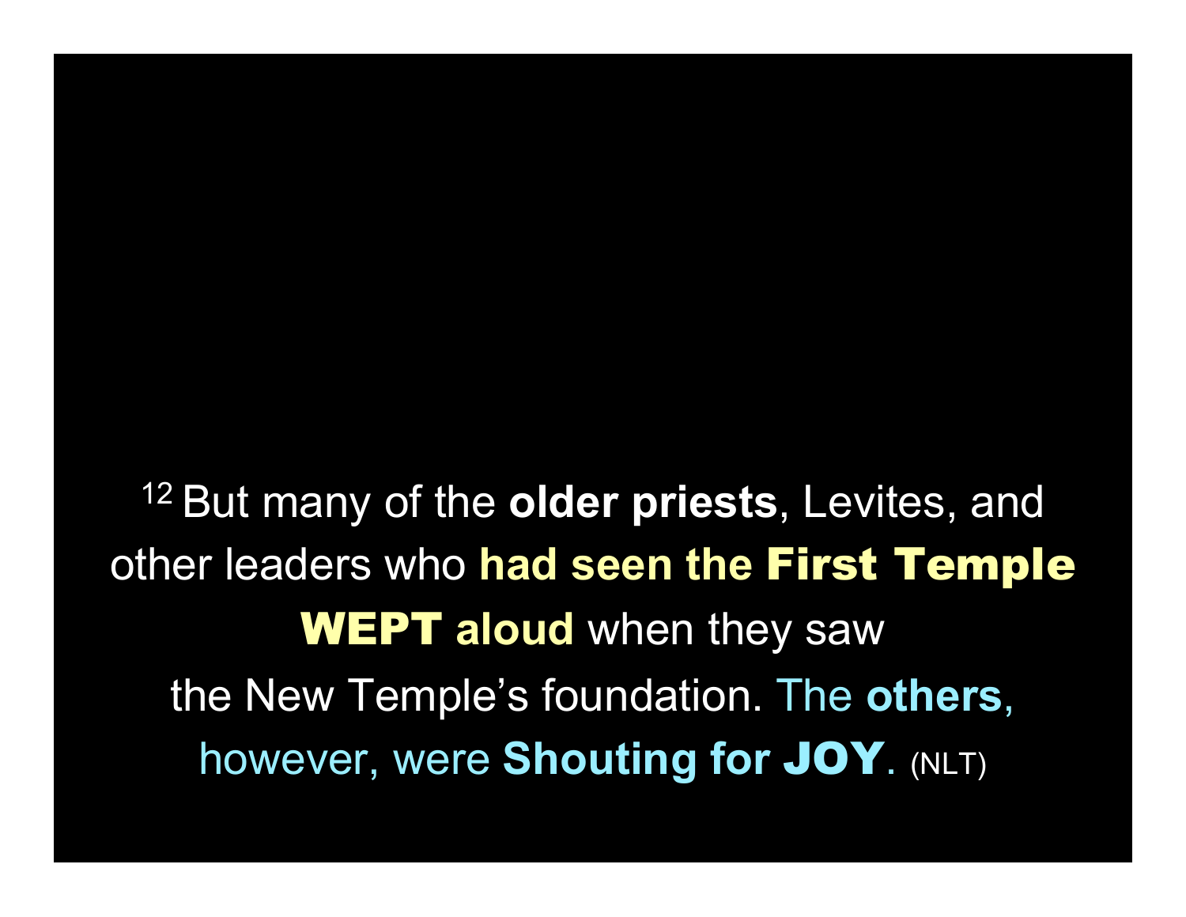[12] But many of the **older priests**, Levites, and other leaders who **had seen the First Temple WEPT aloud** when they saw the New Temple's foundation. The **others**, however, were **Shouting for JOY**. (NLT)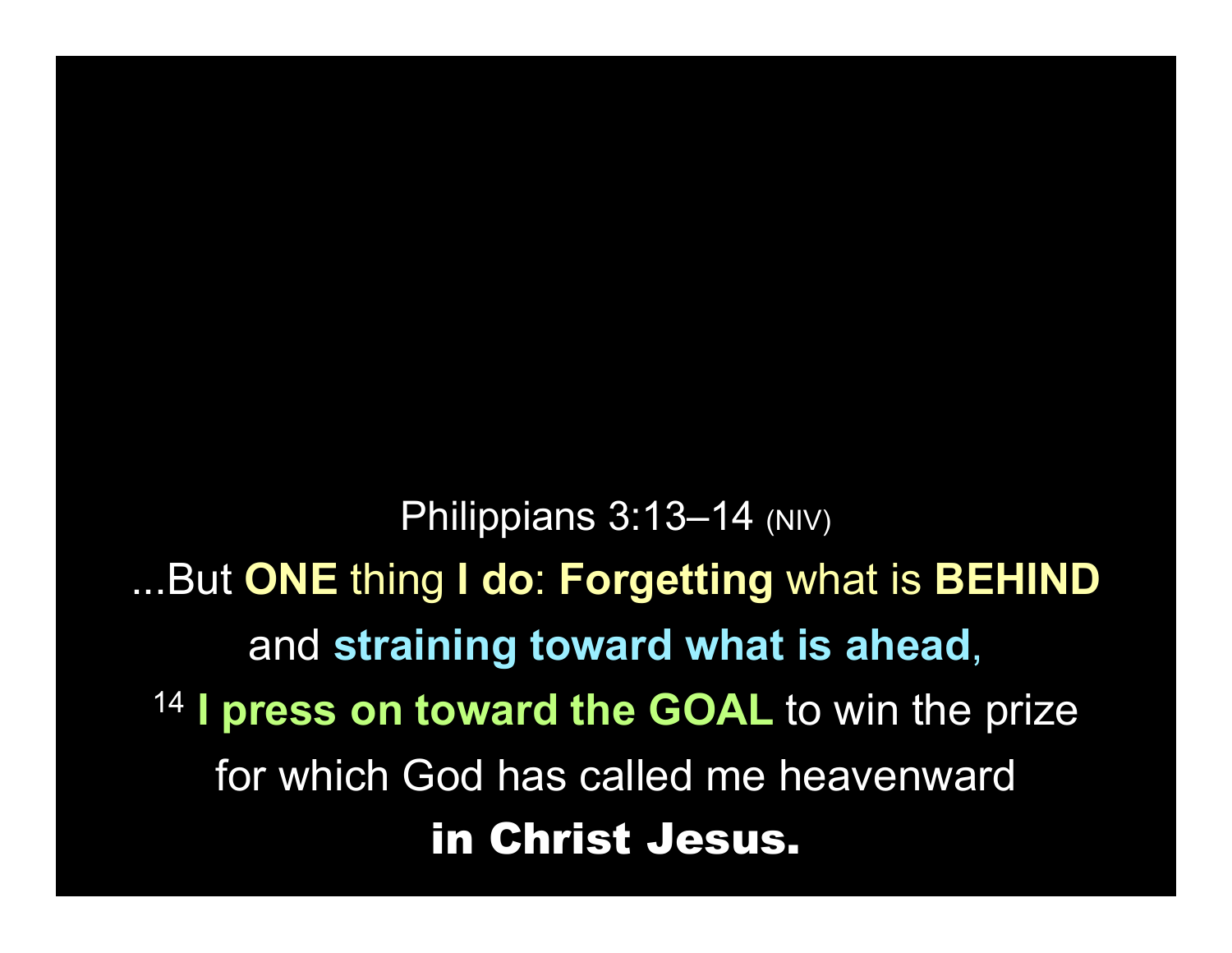Philippians 3:13–14 (NIV)

...But **ONE** thing **I do**: **Forgetting** what is **BEHIND**

and **straining toward what is ahead**,

[14] **I press on toward the GOAL** to win the prize

for which God has called me heavenward

**in Christ Jesus.**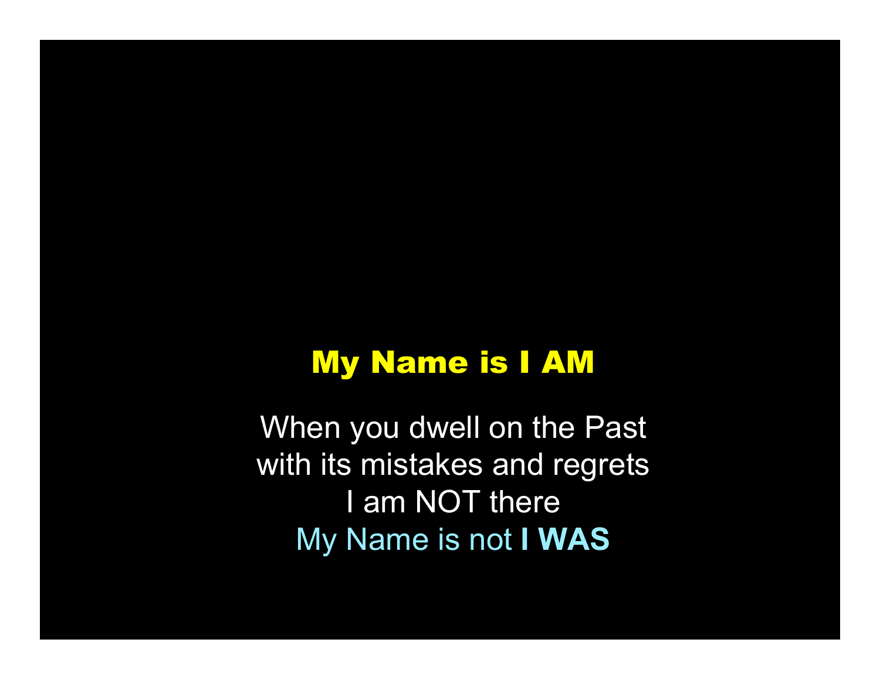## My Name is I AM

When you dwell on the Past
with its mistakes and regrets
I am NOT there
My Name is not **I WAS**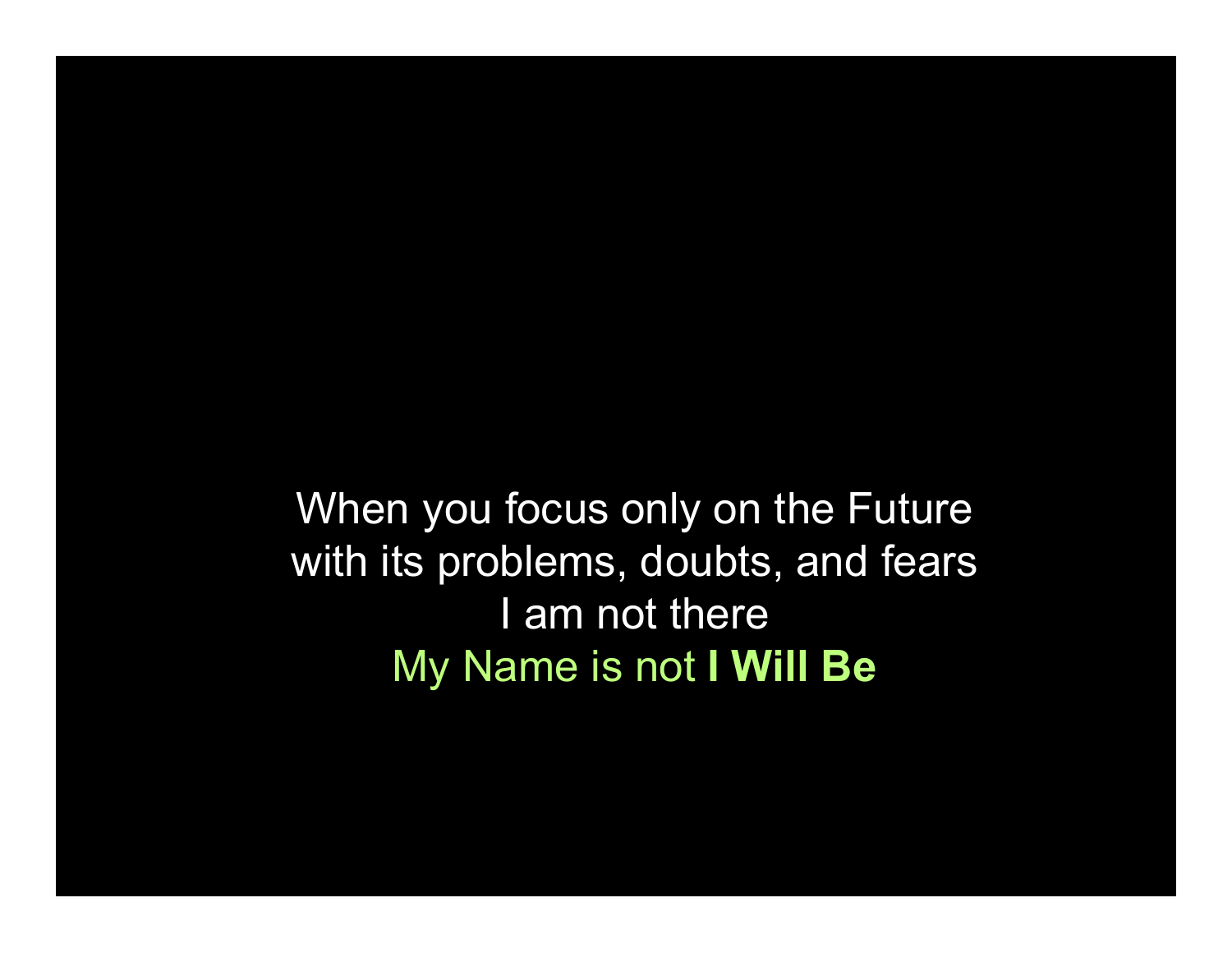When you focus only on the Future
with its problems, doubts, and fears
I am not there
My Name is not **I Will Be**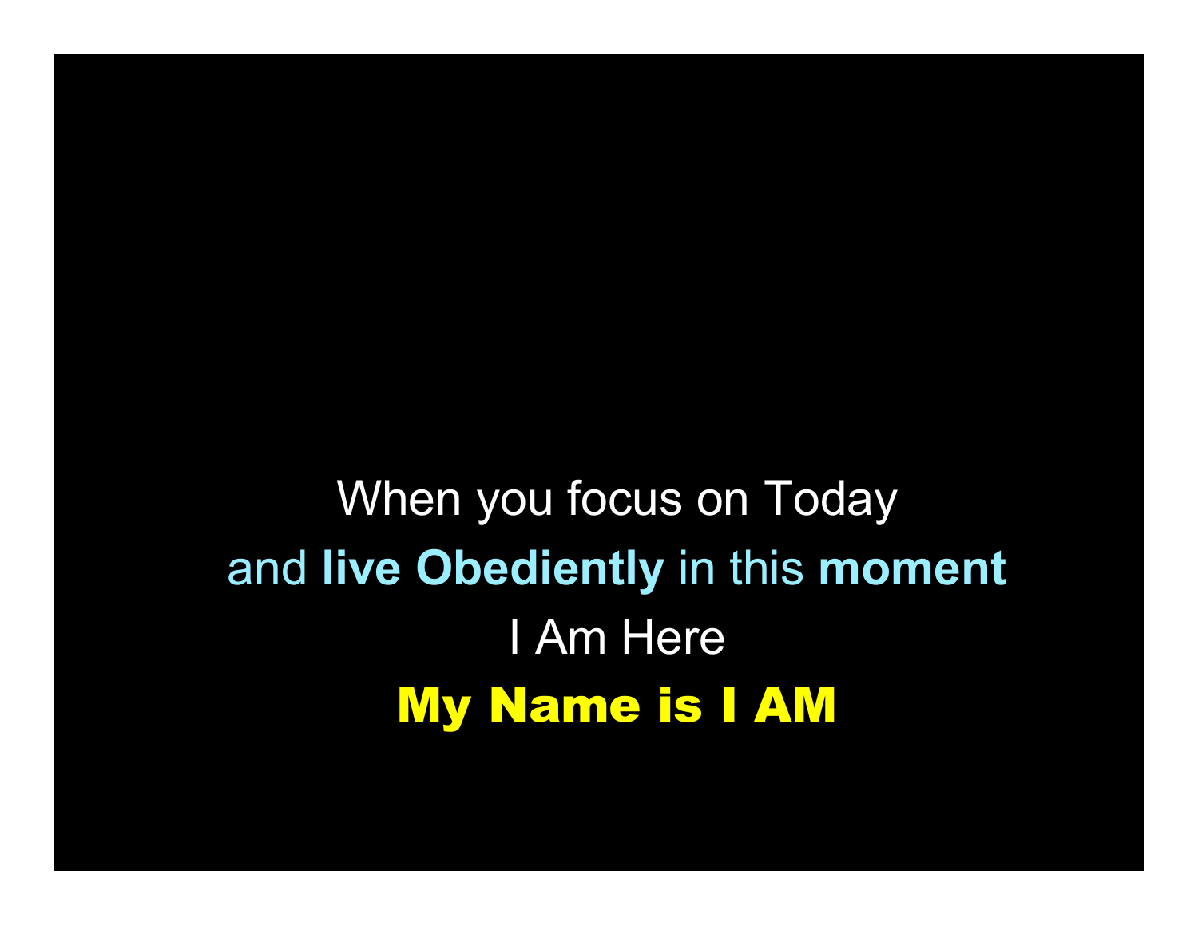When you focus on Today

and **live Obediently** in this **moment**

I Am Here

**My Name is I AM**